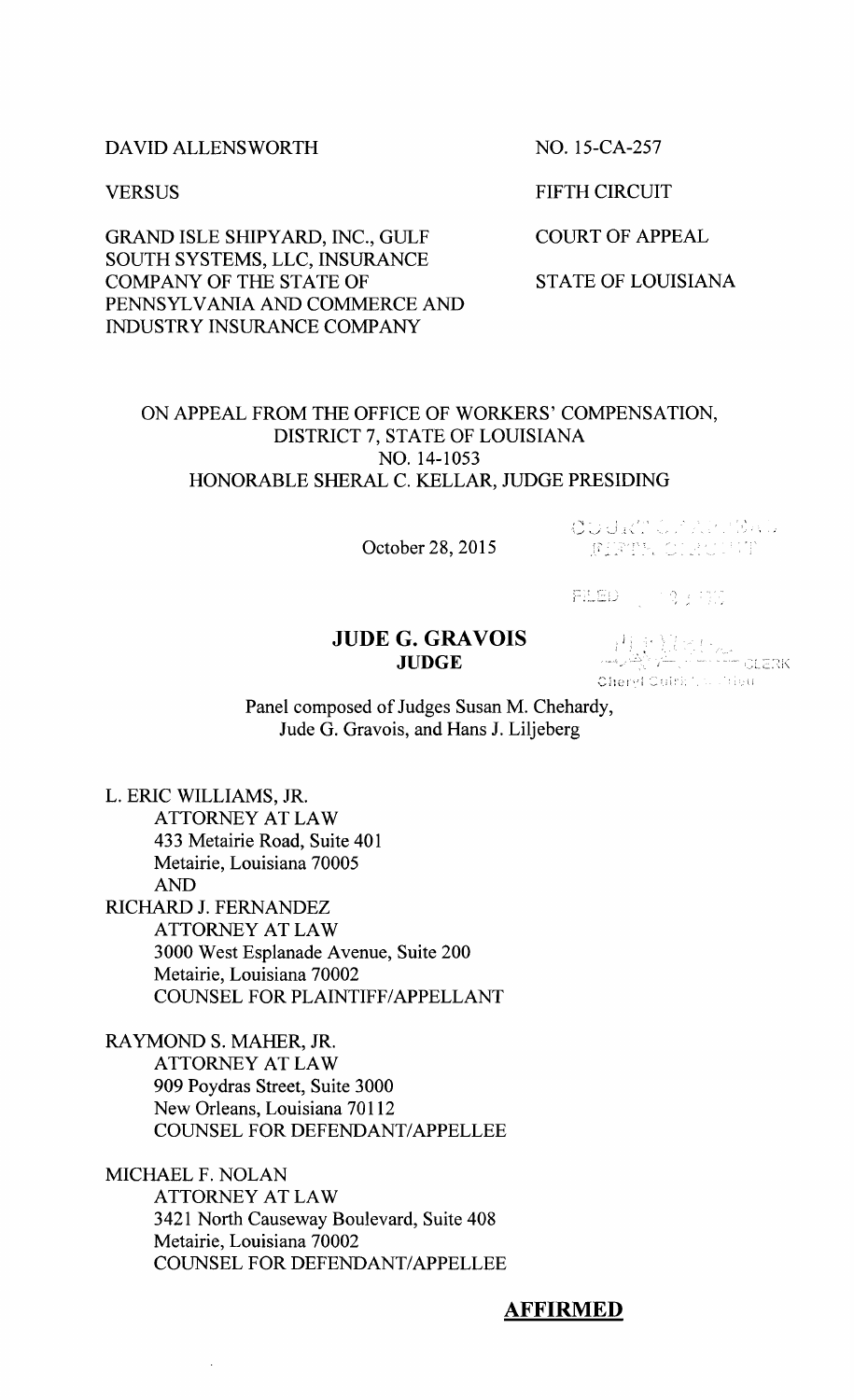DAVID ALLENSWORTH

VERSUS

GRAND ISLE SHIPYARD, INC., GULF SOUTH SYSTEMS, LLC, INSURANCE COMPANY OF THE STATE OF PENNSYLVANIA AND COMMERCE AND INDUSTRY INSURANCE COMPANY

NO. 15-CA-257

FIFTH CIRCUIT

COURT OF APPEAL

STATE OF LOUISIANA

ON APPEAL FROM THE OFFICE OF WORKERS' COMPENSATION, DISTRICT 7, STATE OF LOUISIANA
NO. 14-1053
HONORABLE SHERAL C. KELLAR, JUDGE PRESIDING

October 28, 2015

COURT OF APPEAL FIFTH CIRCUIT

FILED

CLERK
Cheryl Quirk Landrieu

**JUDE G. GRAVOIS**
**JUDGE**

Panel composed of Judges Susan M. Chehardy, Jude G. Gravois, and Hans J. Liljeberg

L. ERIC WILLIAMS, JR.
ATTORNEY AT LAW
433 Metairie Road, Suite 401
Metairie, Louisiana 70005
AND
RICHARD J. FERNANDEZ
ATTORNEY AT LAW
3000 West Esplanade Avenue, Suite 200
Metairie, Louisiana 70002
COUNSEL FOR PLAINTIFF/APPELLANT

RAYMOND S. MAHER, JR.
ATTORNEY AT LAW
909 Poydras Street, Suite 3000
New Orleans, Louisiana 70112
COUNSEL FOR DEFENDANT/APPELLEE

MICHAEL F. NOLAN
ATTORNEY AT LAW
3421 North Causeway Boulevard, Suite 408
Metairie, Louisiana 70002
COUNSEL FOR DEFENDANT/APPELLEE

**AFFIRMED**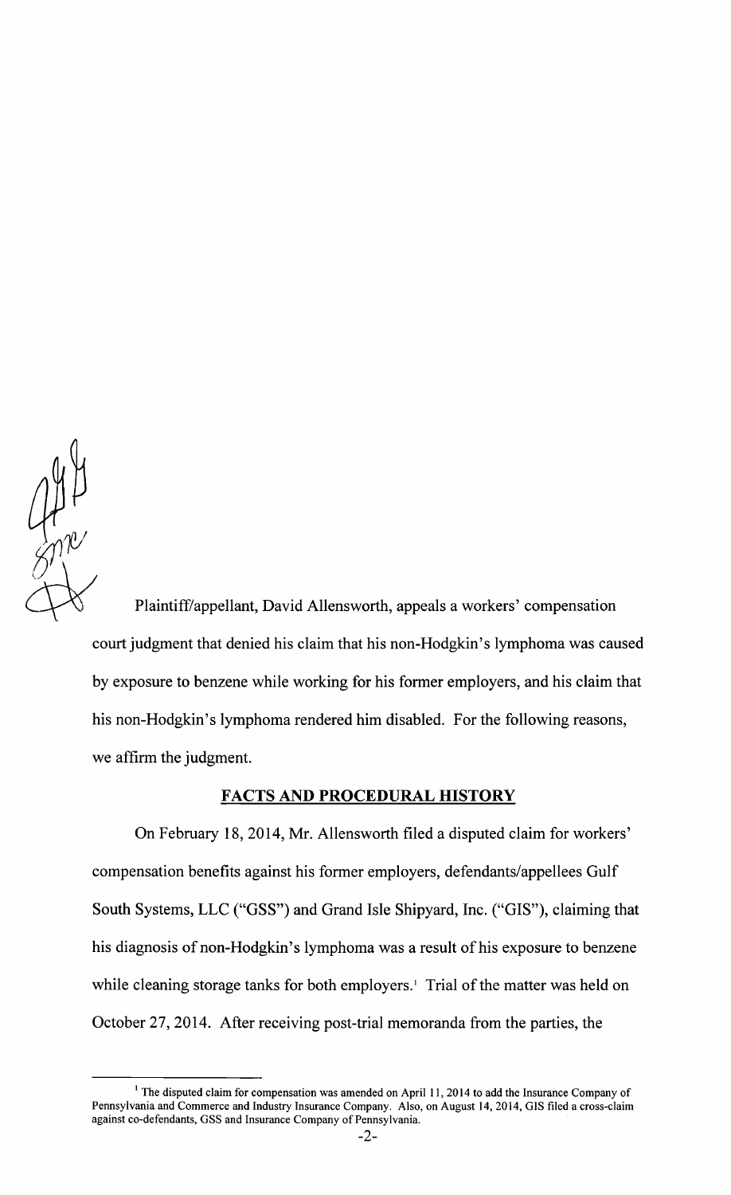Plaintiff/appellant, David Allensworth, appeals a workers' compensation court judgment that denied his claim that his non-Hodgkin's lymphoma was caused by exposure to benzene while working for his former employers, and his claim that his non-Hodgkin's lymphoma rendered him disabled. For the following reasons, we affirm the judgment.

## FACTS AND PROCEDURAL HISTORY

On February 18, 2014, Mr. Allensworth filed a disputed claim for workers' compensation benefits against his former employers, defendants/appellees Gulf South Systems, LLC ("GSS") and Grand Isle Shipyard, Inc. ("GIS"), claiming that his diagnosis of non-Hodgkin's lymphoma was a result of his exposure to benzene while cleaning storage tanks for both employers.[1] Trial of the matter was held on October 27, 2014. After receiving post-trial memoranda from the parties, the

[1] The disputed claim for compensation was amended on April 11, 2014 to add the Insurance Company of Pennsylvania and Commerce and Industry Insurance Company. Also, on August 14, 2014, GIS filed a cross-claim against co-defendants, GSS and Insurance Company of Pennsylvania.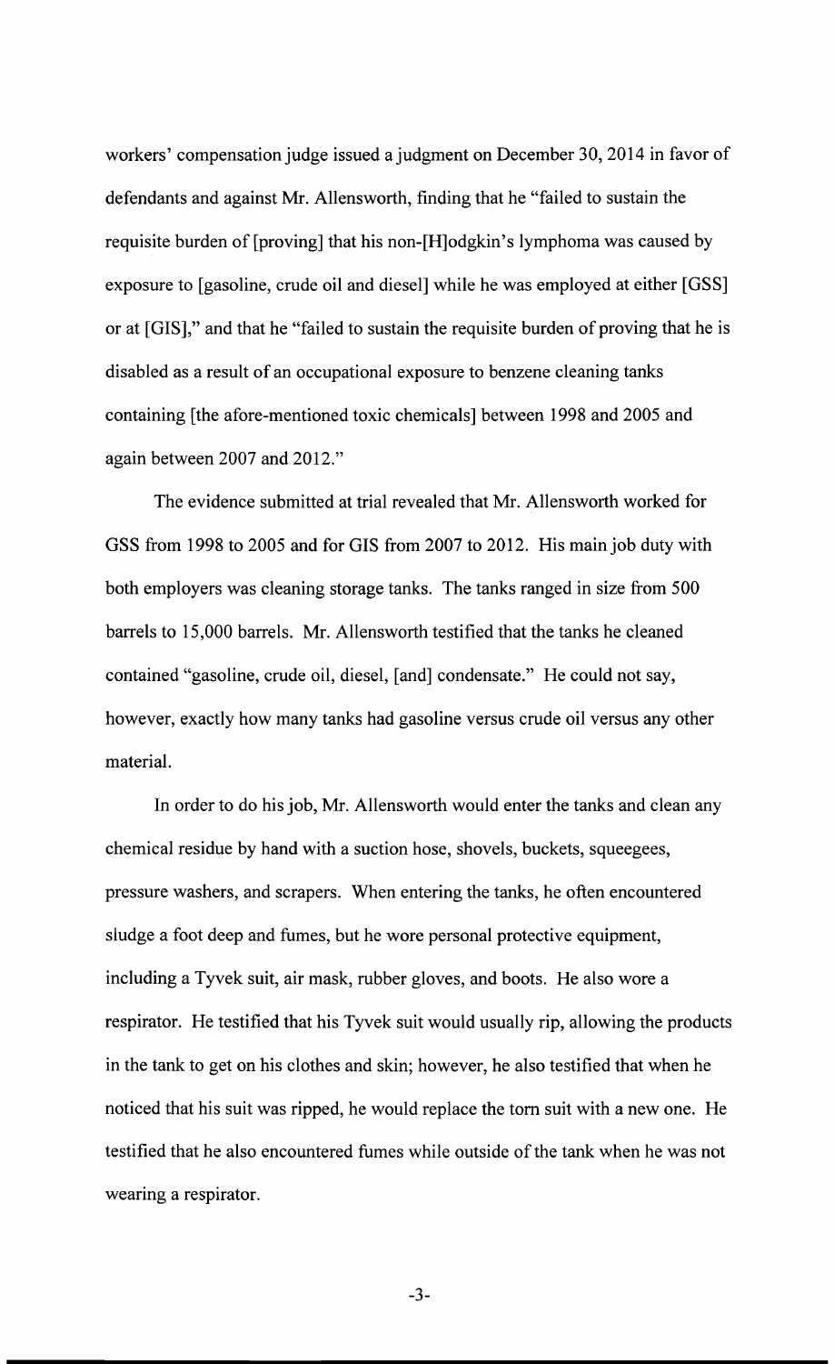workers' compensation judge issued a judgment on December 30, 2014 in favor of defendants and against Mr. Allensworth, finding that he "failed to sustain the requisite burden of [proving] that his non-[H]odgkin's lymphoma was caused by exposure to [gasoline, crude oil and diesel] while he was employed at either [GSS] or at [GIS]," and that he "failed to sustain the requisite burden of proving that he is disabled as a result of an occupational exposure to benzene cleaning tanks containing [the afore-mentioned toxic chemicals] between 1998 and 2005 and again between 2007 and 2012."

The evidence submitted at trial revealed that Mr. Allensworth worked for GSS from 1998 to 2005 and for GIS from 2007 to 2012. His main job duty with both employers was cleaning storage tanks. The tanks ranged in size from 500 barrels to 15,000 barrels. Mr. Allensworth testified that the tanks he cleaned contained "gasoline, crude oil, diesel, [and] condensate." He could not say, however, exactly how many tanks had gasoline versus crude oil versus any other material.

In order to do his job, Mr. Allensworth would enter the tanks and clean any chemical residue by hand with a suction hose, shovels, buckets, squeegees, pressure washers, and scrapers. When entering the tanks, he often encountered sludge a foot deep and fumes, but he wore personal protective equipment, including a Tyvek suit, air mask, rubber gloves, and boots. He also wore a respirator. He testified that his Tyvek suit would usually rip, allowing the products in the tank to get on his clothes and skin; however, he also testified that when he noticed that his suit was ripped, he would replace the torn suit with a new one. He testified that he also encountered fumes while outside of the tank when he was not wearing a respirator.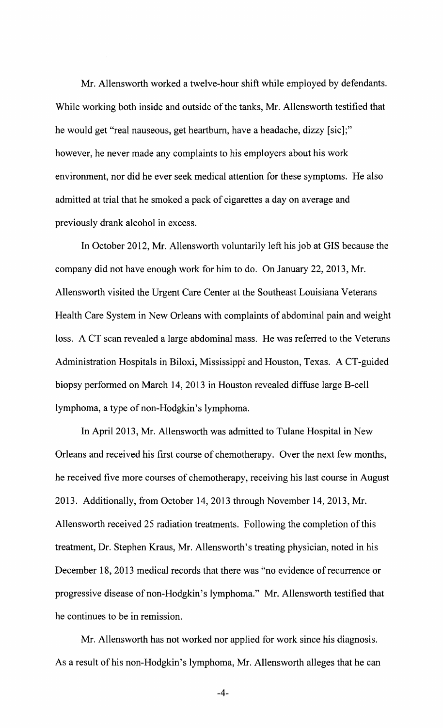Mr. Allensworth worked a twelve-hour shift while employed by defendants. While working both inside and outside of the tanks, Mr. Allensworth testified that he would get "real nauseous, get heartburn, have a headache, dizzy [sic];" however, he never made any complaints to his employers about his work environment, nor did he ever seek medical attention for these symptoms. He also admitted at trial that he smoked a pack of cigarettes a day on average and previously drank alcohol in excess.

In October 2012, Mr. Allensworth voluntarily left his job at GIS because the company did not have enough work for him to do. On January 22, 2013, Mr. Allensworth visited the Urgent Care Center at the Southeast Louisiana Veterans Health Care System in New Orleans with complaints of abdominal pain and weight loss. A CT scan revealed a large abdominal mass. He was referred to the Veterans Administration Hospitals in Biloxi, Mississippi and Houston, Texas. A CT-guided biopsy performed on March 14, 2013 in Houston revealed diffuse large B-cell lymphoma, a type of non-Hodgkin's lymphoma.

In April 2013, Mr. Allensworth was admitted to Tulane Hospital in New Orleans and received his first course of chemotherapy. Over the next few months, he received five more courses of chemotherapy, receiving his last course in August 2013. Additionally, from October 14, 2013 through November 14, 2013, Mr. Allensworth received 25 radiation treatments. Following the completion of this treatment, Dr. Stephen Kraus, Mr. Allensworth's treating physician, noted in his December 18, 2013 medical records that there was "no evidence of recurrence or progressive disease of non-Hodgkin's lymphoma." Mr. Allensworth testified that he continues to be in remission.

Mr. Allensworth has not worked nor applied for work since his diagnosis. As a result of his non-Hodgkin's lymphoma, Mr. Allensworth alleges that he can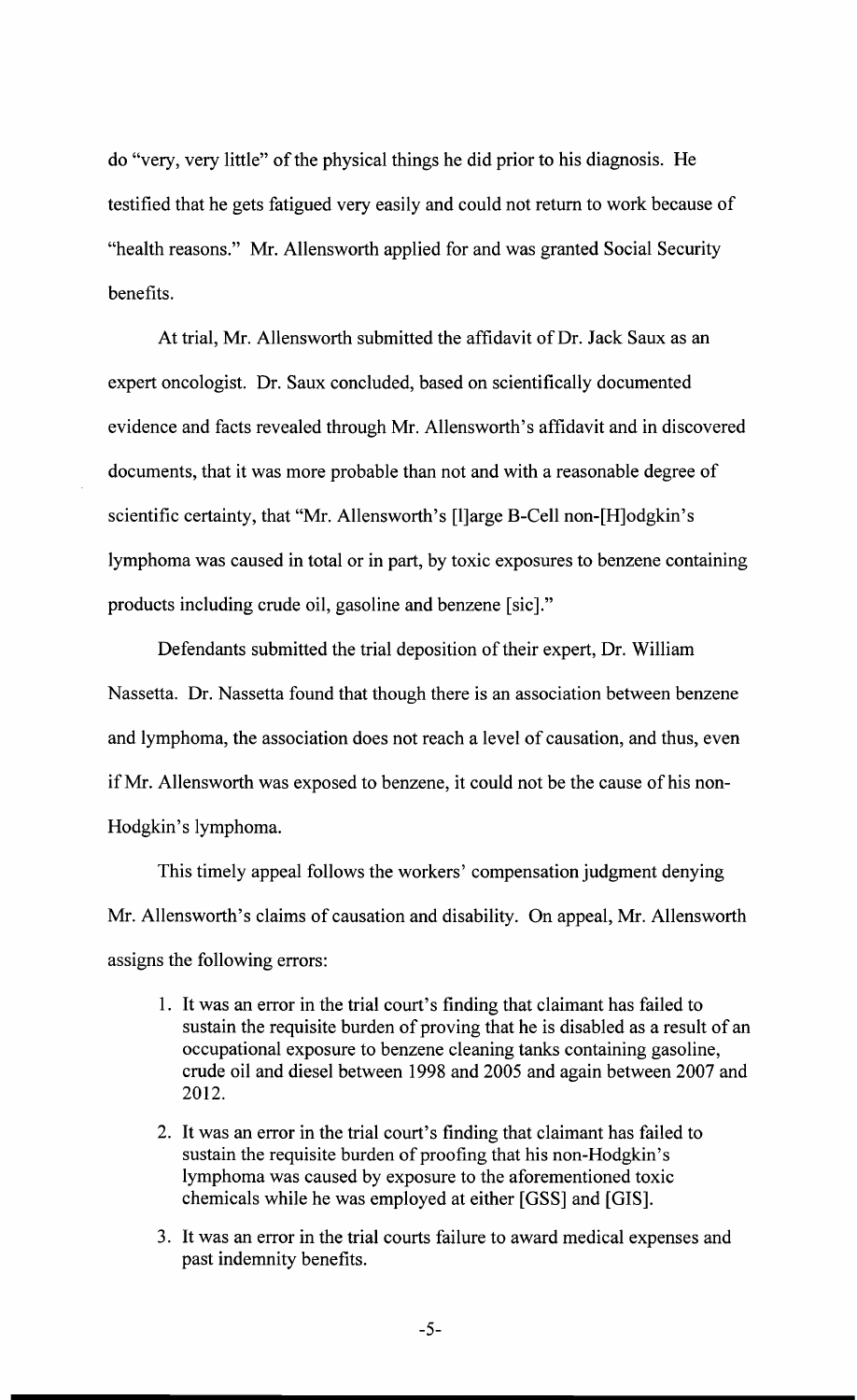do "very, very little" of the physical things he did prior to his diagnosis. He testified that he gets fatigued very easily and could not return to work because of "health reasons." Mr. Allensworth applied for and was granted Social Security benefits.

At trial, Mr. Allensworth submitted the affidavit of Dr. Jack Saux as an expert oncologist. Dr. Saux concluded, based on scientifically documented evidence and facts revealed through Mr. Allensworth's affidavit and in discovered documents, that it was more probable than not and with a reasonable degree of scientific certainty, that "Mr. Allensworth's [l]arge B-Cell non-[H]odgkin's lymphoma was caused in total or in part, by toxic exposures to benzene containing products including crude oil, gasoline and benzene [sic]."

Defendants submitted the trial deposition of their expert, Dr. William Nassetta. Dr. Nassetta found that though there is an association between benzene and lymphoma, the association does not reach a level of causation, and thus, even if Mr. Allensworth was exposed to benzene, it could not be the cause of his non-Hodgkin's lymphoma.

This timely appeal follows the workers' compensation judgment denying Mr. Allensworth's claims of causation and disability. On appeal, Mr. Allensworth assigns the following errors:

1. It was an error in the trial court's finding that claimant has failed to sustain the requisite burden of proving that he is disabled as a result of an occupational exposure to benzene cleaning tanks containing gasoline, crude oil and diesel between 1998 and 2005 and again between 2007 and 2012.
2. It was an error in the trial court's finding that claimant has failed to sustain the requisite burden of proofing that his non-Hodgkin's lymphoma was caused by exposure to the aforementioned toxic chemicals while he was employed at either [GSS] and [GIS].
3. It was an error in the trial courts failure to award medical expenses and past indemnity benefits.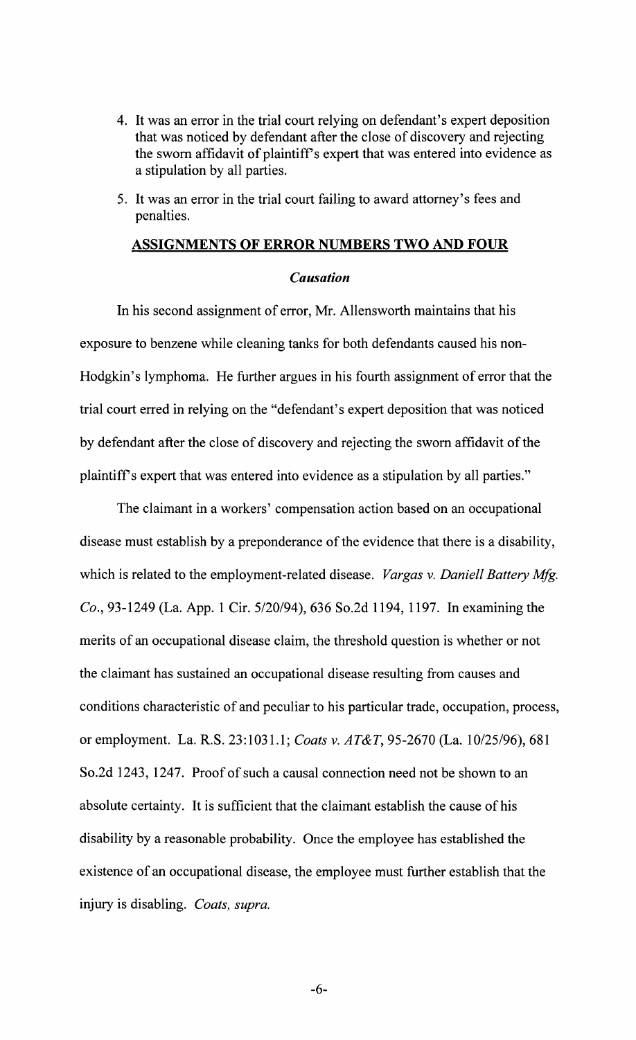4. It was an error in the trial court relying on defendant's expert deposition that was noticed by defendant after the close of discovery and rejecting the sworn affidavit of plaintiff's expert that was entered into evidence as a stipulation by all parties.
5. It was an error in the trial court failing to award attorney's fees and penalties.

## ASSIGNMENTS OF ERROR NUMBERS TWO AND FOUR

### *Causation*

In his second assignment of error, Mr. Allensworth maintains that his exposure to benzene while cleaning tanks for both defendants caused his non-Hodgkin's lymphoma. He further argues in his fourth assignment of error that the trial court erred in relying on the "defendant's expert deposition that was noticed by defendant after the close of discovery and rejecting the sworn affidavit of the plaintiff's expert that was entered into evidence as a stipulation by all parties."

The claimant in a workers' compensation action based on an occupational disease must establish by a preponderance of the evidence that there is a disability, which is related to the employment-related disease. *Vargas v. Daniell Battery Mfg. Co.*, 93-1249 (La. App. 1 Cir. 5/20/94), 636 So.2d 1194, 1197. In examining the merits of an occupational disease claim, the threshold question is whether or not the claimant has sustained an occupational disease resulting from causes and conditions characteristic of and peculiar to his particular trade, occupation, process, or employment. La. R.S. 23:1031.1; *Coats v. AT&T*, 95-2670 (La. 10/25/96), 681 So.2d 1243, 1247. Proof of such a causal connection need not be shown to an absolute certainty. It is sufficient that the claimant establish the cause of his disability by a reasonable probability. Once the employee has established the existence of an occupational disease, the employee must further establish that the injury is disabling. *Coats, supra.*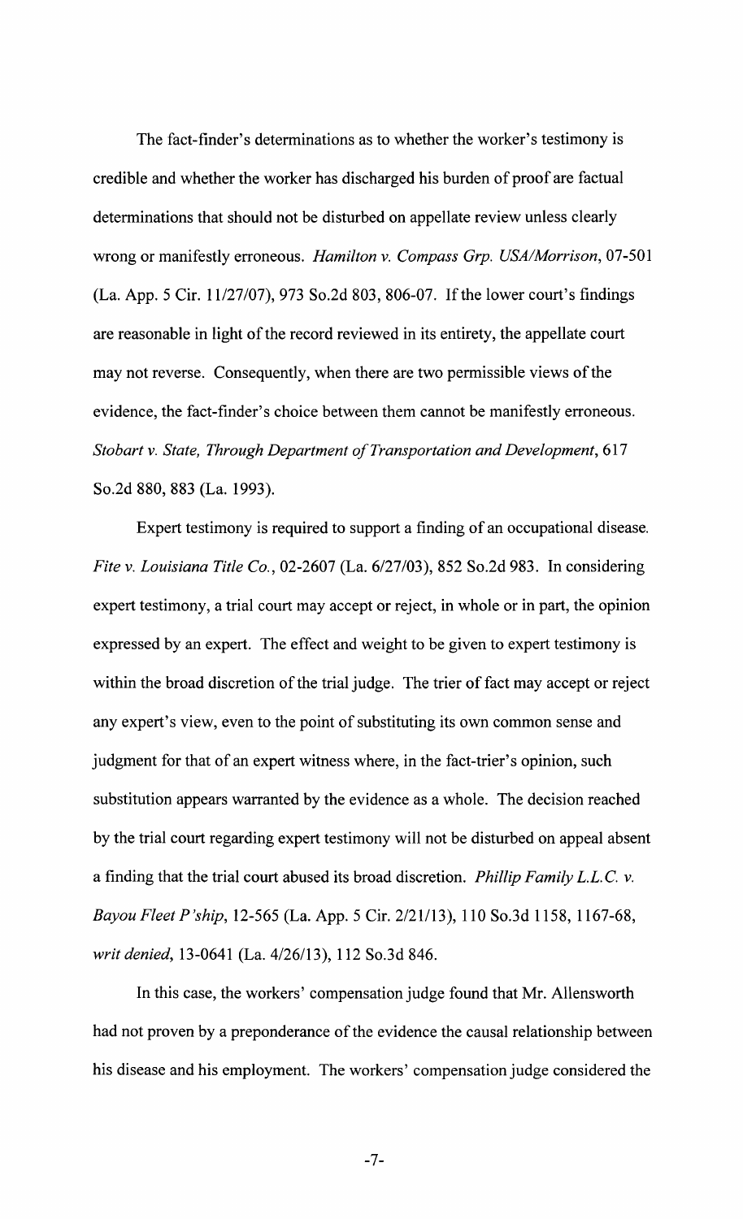The fact-finder's determinations as to whether the worker's testimony is credible and whether the worker has discharged his burden of proof are factual determinations that should not be disturbed on appellate review unless clearly wrong or manifestly erroneous. *Hamilton v. Compass Grp. USA/Morrison*, 07-501 (La. App. 5 Cir. 11/27/07), 973 So.2d 803, 806-07. If the lower court's findings are reasonable in light of the record reviewed in its entirety, the appellate court may not reverse. Consequently, when there are two permissible views of the evidence, the fact-finder's choice between them cannot be manifestly erroneous. *Stobart v. State, Through Department of Transportation and Development*, 617 So.2d 880, 883 (La. 1993).

Expert testimony is required to support a finding of an occupational disease. *Fite v. Louisiana Title Co.*, 02-2607 (La. 6/27/03), 852 So.2d 983. In considering expert testimony, a trial court may accept or reject, in whole or in part, the opinion expressed by an expert. The effect and weight to be given to expert testimony is within the broad discretion of the trial judge. The trier of fact may accept or reject any expert's view, even to the point of substituting its own common sense and judgment for that of an expert witness where, in the fact-trier's opinion, such substitution appears warranted by the evidence as a whole. The decision reached by the trial court regarding expert testimony will not be disturbed on appeal absent a finding that the trial court abused its broad discretion. *Phillip Family L.L.C. v. Bayou Fleet P'ship*, 12-565 (La. App. 5 Cir. 2/21/13), 110 So.3d 1158, 1167-68, *writ denied*, 13-0641 (La. 4/26/13), 112 So.3d 846.

In this case, the workers' compensation judge found that Mr. Allensworth had not proven by a preponderance of the evidence the causal relationship between his disease and his employment. The workers' compensation judge considered the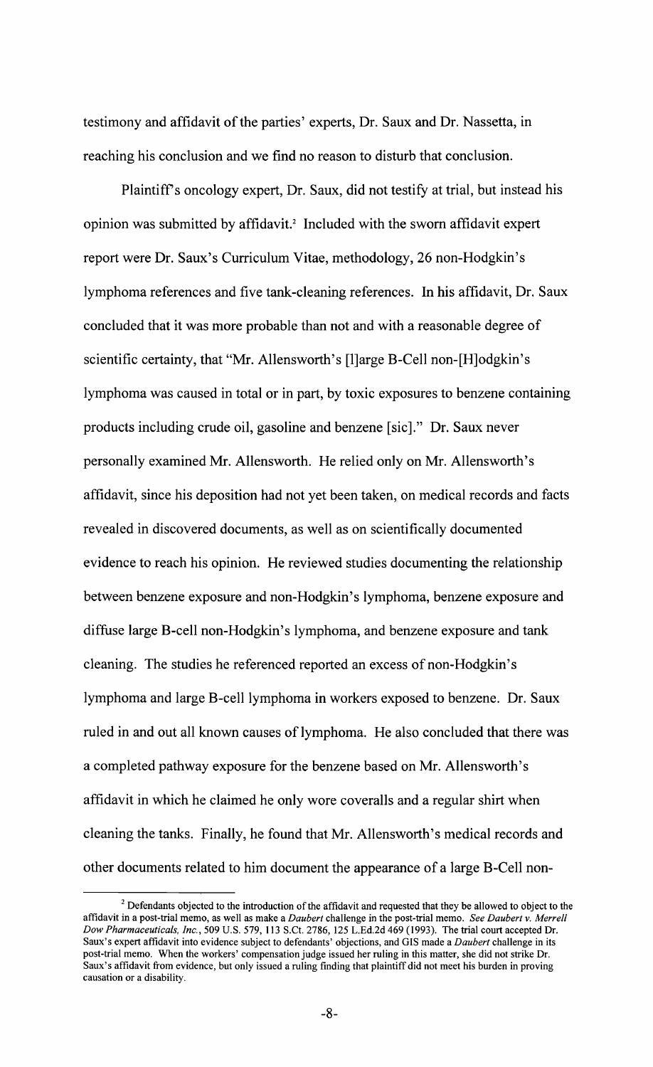testimony and affidavit of the parties' experts, Dr. Saux and Dr. Nassetta, in reaching his conclusion and we find no reason to disturb that conclusion.

Plaintiff's oncology expert, Dr. Saux, did not testify at trial, but instead his opinion was submitted by affidavit.[2] Included with the sworn affidavit expert report were Dr. Saux's Curriculum Vitae, methodology, 26 non-Hodgkin's lymphoma references and five tank-cleaning references. In his affidavit, Dr. Saux concluded that it was more probable than not and with a reasonable degree of scientific certainty, that "Mr. Allensworth's [l]arge B-Cell non-[H]odgkin's lymphoma was caused in total or in part, by toxic exposures to benzene containing products including crude oil, gasoline and benzene [sic]." Dr. Saux never personally examined Mr. Allensworth. He relied only on Mr. Allensworth's affidavit, since his deposition had not yet been taken, on medical records and facts revealed in discovered documents, as well as on scientifically documented evidence to reach his opinion. He reviewed studies documenting the relationship between benzene exposure and non-Hodgkin's lymphoma, benzene exposure and diffuse large B-cell non-Hodgkin's lymphoma, and benzene exposure and tank cleaning. The studies he referenced reported an excess of non-Hodgkin's lymphoma and large B-cell lymphoma in workers exposed to benzene. Dr. Saux ruled in and out all known causes of lymphoma. He also concluded that there was a completed pathway exposure for the benzene based on Mr. Allensworth's affidavit in which he claimed he only wore coveralls and a regular shirt when cleaning the tanks. Finally, he found that Mr. Allensworth's medical records and other documents related to him document the appearance of a large B-Cell non-

[2] Defendants objected to the introduction of the affidavit and requested that they be allowed to object to the affidavit in a post-trial memo, as well as make a *Daubert* challenge in the post-trial memo. *See Daubert v. Merrell Dow Pharmaceuticals, Inc.*, 509 U.S. 579, 113 S.Ct. 2786, 125 L.Ed.2d 469 (1993). The trial court accepted Dr. Saux's expert affidavit into evidence subject to defendants' objections, and GIS made a *Daubert* challenge in its post-trial memo. When the workers' compensation judge issued her ruling in this matter, she did not strike Dr. Saux's affidavit from evidence, but only issued a ruling finding that plaintiff did not meet his burden in proving causation or a disability.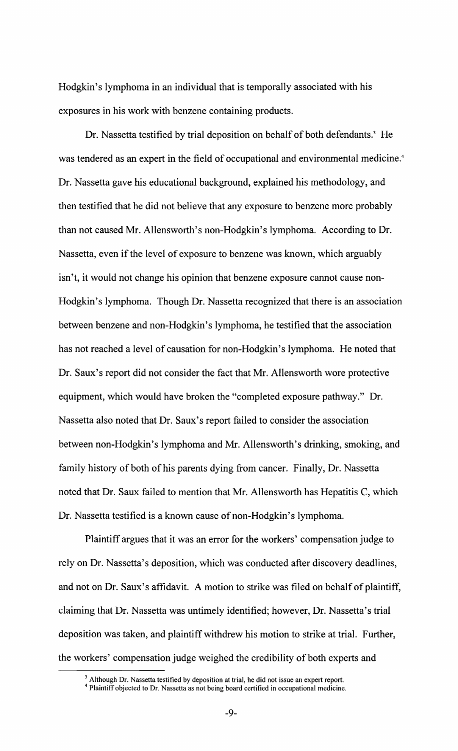Hodgkin's lymphoma in an individual that is temporally associated with his exposures in his work with benzene containing products.

Dr. Nassetta testified by trial deposition on behalf of both defendants.[3] He was tendered as an expert in the field of occupational and environmental medicine.[4] Dr. Nassetta gave his educational background, explained his methodology, and then testified that he did not believe that any exposure to benzene more probably than not caused Mr. Allensworth's non-Hodgkin's lymphoma. According to Dr. Nassetta, even if the level of exposure to benzene was known, which arguably isn't, it would not change his opinion that benzene exposure cannot cause non-Hodgkin's lymphoma. Though Dr. Nassetta recognized that there is an association between benzene and non-Hodgkin's lymphoma, he testified that the association has not reached a level of causation for non-Hodgkin's lymphoma. He noted that Dr. Saux's report did not consider the fact that Mr. Allensworth wore protective equipment, which would have broken the "completed exposure pathway." Dr. Nassetta also noted that Dr. Saux's report failed to consider the association between non-Hodgkin's lymphoma and Mr. Allensworth's drinking, smoking, and family history of both of his parents dying from cancer. Finally, Dr. Nassetta noted that Dr. Saux failed to mention that Mr. Allensworth has Hepatitis C, which Dr. Nassetta testified is a known cause of non-Hodgkin's lymphoma.

Plaintiff argues that it was an error for the workers' compensation judge to rely on Dr. Nassetta's deposition, which was conducted after discovery deadlines, and not on Dr. Saux's affidavit. A motion to strike was filed on behalf of plaintiff, claiming that Dr. Nassetta was untimely identified; however, Dr. Nassetta's trial deposition was taken, and plaintiff withdrew his motion to strike at trial. Further, the workers' compensation judge weighed the credibility of both experts and

[3] Although Dr. Nassetta testified by deposition at trial, he did not issue an expert report.

[4] Plaintiff objected to Dr. Nassetta as not being board certified in occupational medicine.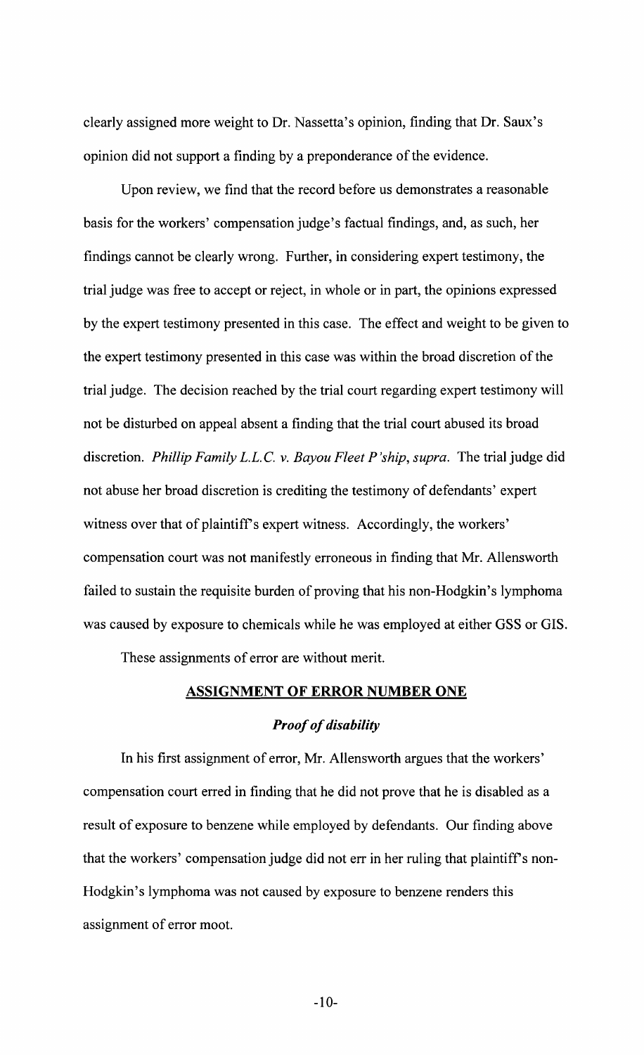clearly assigned more weight to Dr. Nassetta's opinion, finding that Dr. Saux's opinion did not support a finding by a preponderance of the evidence.

Upon review, we find that the record before us demonstrates a reasonable basis for the workers' compensation judge's factual findings, and, as such, her findings cannot be clearly wrong. Further, in considering expert testimony, the trial judge was free to accept or reject, in whole or in part, the opinions expressed by the expert testimony presented in this case. The effect and weight to be given to the expert testimony presented in this case was within the broad discretion of the trial judge. The decision reached by the trial court regarding expert testimony will not be disturbed on appeal absent a finding that the trial court abused its broad discretion. *Phillip Family L.L.C. v. Bayou Fleet P'ship*, *supra*. The trial judge did not abuse her broad discretion is crediting the testimony of defendants' expert witness over that of plaintiff's expert witness. Accordingly, the workers' compensation court was not manifestly erroneous in finding that Mr. Allensworth failed to sustain the requisite burden of proving that his non-Hodgkin's lymphoma was caused by exposure to chemicals while he was employed at either GSS or GIS.

These assignments of error are without merit.

## ASSIGNMENT OF ERROR NUMBER ONE

### *Proof of disability*

In his first assignment of error, Mr. Allensworth argues that the workers' compensation court erred in finding that he did not prove that he is disabled as a result of exposure to benzene while employed by defendants. Our finding above that the workers' compensation judge did not err in her ruling that plaintiff's non-Hodgkin's lymphoma was not caused by exposure to benzene renders this assignment of error moot.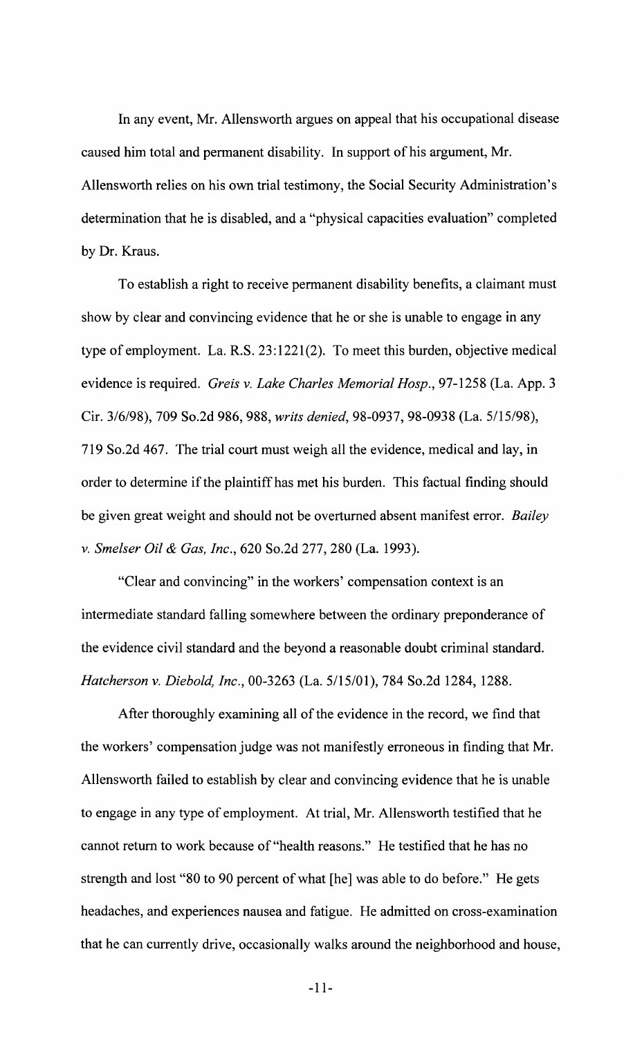In any event, Mr. Allensworth argues on appeal that his occupational disease caused him total and permanent disability. In support of his argument, Mr. Allensworth relies on his own trial testimony, the Social Security Administration's determination that he is disabled, and a "physical capacities evaluation" completed by Dr. Kraus.

To establish a right to receive permanent disability benefits, a claimant must show by clear and convincing evidence that he or she is unable to engage in any type of employment. La. R.S. 23:1221(2). To meet this burden, objective medical evidence is required. *Greis v. Lake Charles Memorial Hosp.*, 97-1258 (La. App. 3 Cir. 3/6/98), 709 So.2d 986, 988, *writs denied*, 98-0937, 98-0938 (La. 5/15/98), 719 So.2d 467. The trial court must weigh all the evidence, medical and lay, in order to determine if the plaintiff has met his burden. This factual finding should be given great weight and should not be overturned absent manifest error. *Bailey v. Smelser Oil & Gas, Inc.*, 620 So.2d 277, 280 (La. 1993).

"Clear and convincing" in the workers' compensation context is an intermediate standard falling somewhere between the ordinary preponderance of the evidence civil standard and the beyond a reasonable doubt criminal standard. *Hatcherson v. Diebold, Inc.*, 00-3263 (La. 5/15/01), 784 So.2d 1284, 1288.

After thoroughly examining all of the evidence in the record, we find that the workers' compensation judge was not manifestly erroneous in finding that Mr. Allensworth failed to establish by clear and convincing evidence that he is unable to engage in any type of employment. At trial, Mr. Allensworth testified that he cannot return to work because of "health reasons." He testified that he has no strength and lost "80 to 90 percent of what [he] was able to do before." He gets headaches, and experiences nausea and fatigue. He admitted on cross-examination that he can currently drive, occasionally walks around the neighborhood and house,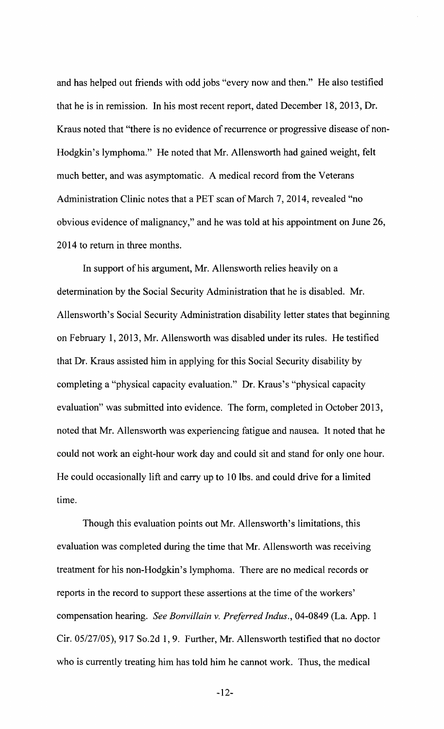and has helped out friends with odd jobs "every now and then." He also testified that he is in remission. In his most recent report, dated December 18, 2013, Dr. Kraus noted that "there is no evidence of recurrence or progressive disease of non-Hodgkin's lymphoma." He noted that Mr. Allensworth had gained weight, felt much better, and was asymptomatic. A medical record from the Veterans Administration Clinic notes that a PET scan of March 7, 2014, revealed "no obvious evidence of malignancy," and he was told at his appointment on June 26, 2014 to return in three months.

In support of his argument, Mr. Allensworth relies heavily on a determination by the Social Security Administration that he is disabled. Mr. Allensworth's Social Security Administration disability letter states that beginning on February 1, 2013, Mr. Allensworth was disabled under its rules. He testified that Dr. Kraus assisted him in applying for this Social Security disability by completing a "physical capacity evaluation." Dr. Kraus's "physical capacity evaluation" was submitted into evidence. The form, completed in October 2013, noted that Mr. Allensworth was experiencing fatigue and nausea. It noted that he could not work an eight-hour work day and could sit and stand for only one hour. He could occasionally lift and carry up to 10 lbs. and could drive for a limited time.

Though this evaluation points out Mr. Allensworth's limitations, this evaluation was completed during the time that Mr. Allensworth was receiving treatment for his non-Hodgkin's lymphoma. There are no medical records or reports in the record to support these assertions at the time of the workers' compensation hearing. *See Bonvillain v. Preferred Indus.*, 04-0849 (La. App. 1 Cir. 05/27/05), 917 So.2d 1, 9. Further, Mr. Allensworth testified that no doctor who is currently treating him has told him he cannot work. Thus, the medical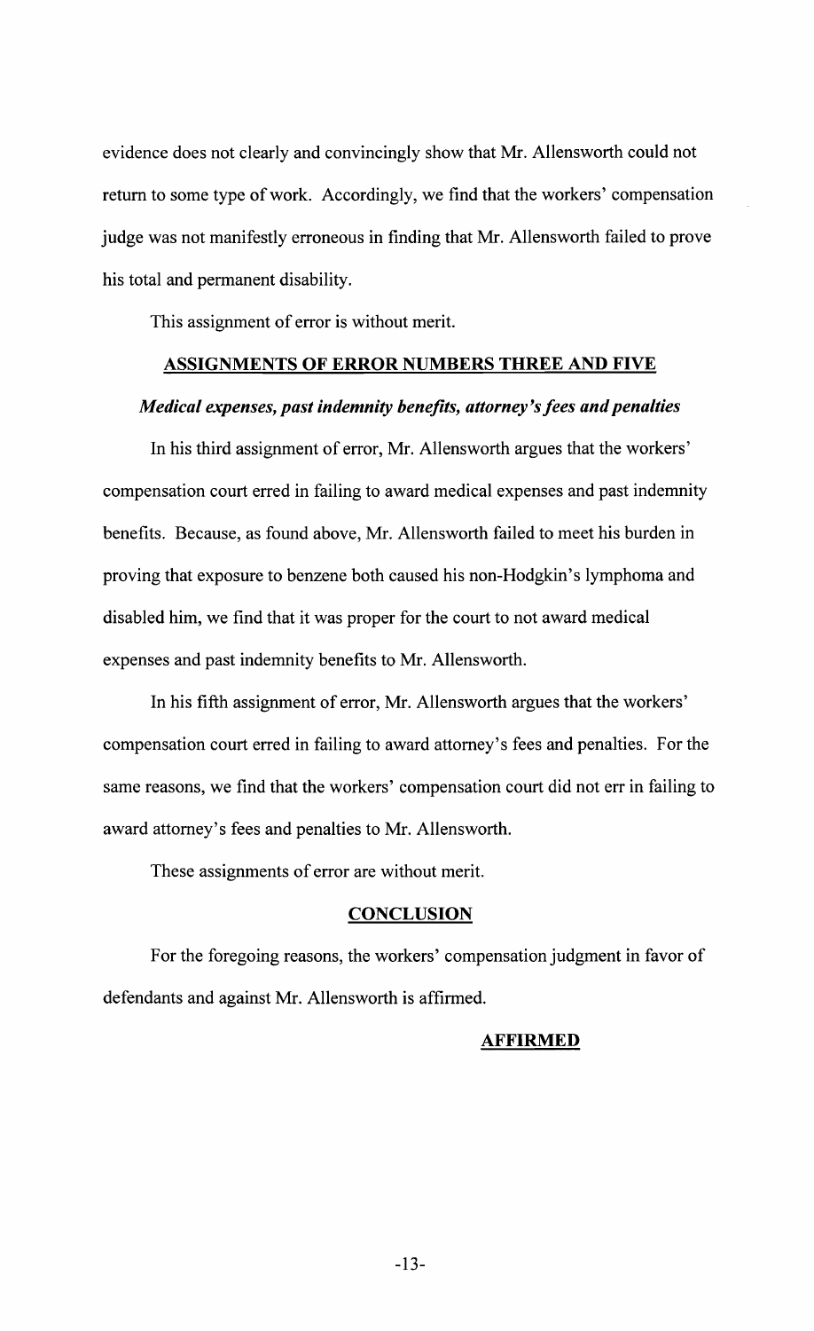evidence does not clearly and convincingly show that Mr. Allensworth could not return to some type of work. Accordingly, we find that the workers' compensation judge was not manifestly erroneous in finding that Mr. Allensworth failed to prove his total and permanent disability.

This assignment of error is without merit.

## ASSIGNMENTS OF ERROR NUMBERS THREE AND FIVE

### *Medical expenses, past indemnity benefits, attorney's fees and penalties*

In his third assignment of error, Mr. Allensworth argues that the workers' compensation court erred in failing to award medical expenses and past indemnity benefits. Because, as found above, Mr. Allensworth failed to meet his burden in proving that exposure to benzene both caused his non-Hodgkin's lymphoma and disabled him, we find that it was proper for the court to not award medical expenses and past indemnity benefits to Mr. Allensworth.

In his fifth assignment of error, Mr. Allensworth argues that the workers' compensation court erred in failing to award attorney's fees and penalties. For the same reasons, we find that the workers' compensation court did not err in failing to award attorney's fees and penalties to Mr. Allensworth.

These assignments of error are without merit.

## CONCLUSION

For the foregoing reasons, the workers' compensation judgment in favor of defendants and against Mr. Allensworth is affirmed.

**AFFIRMED**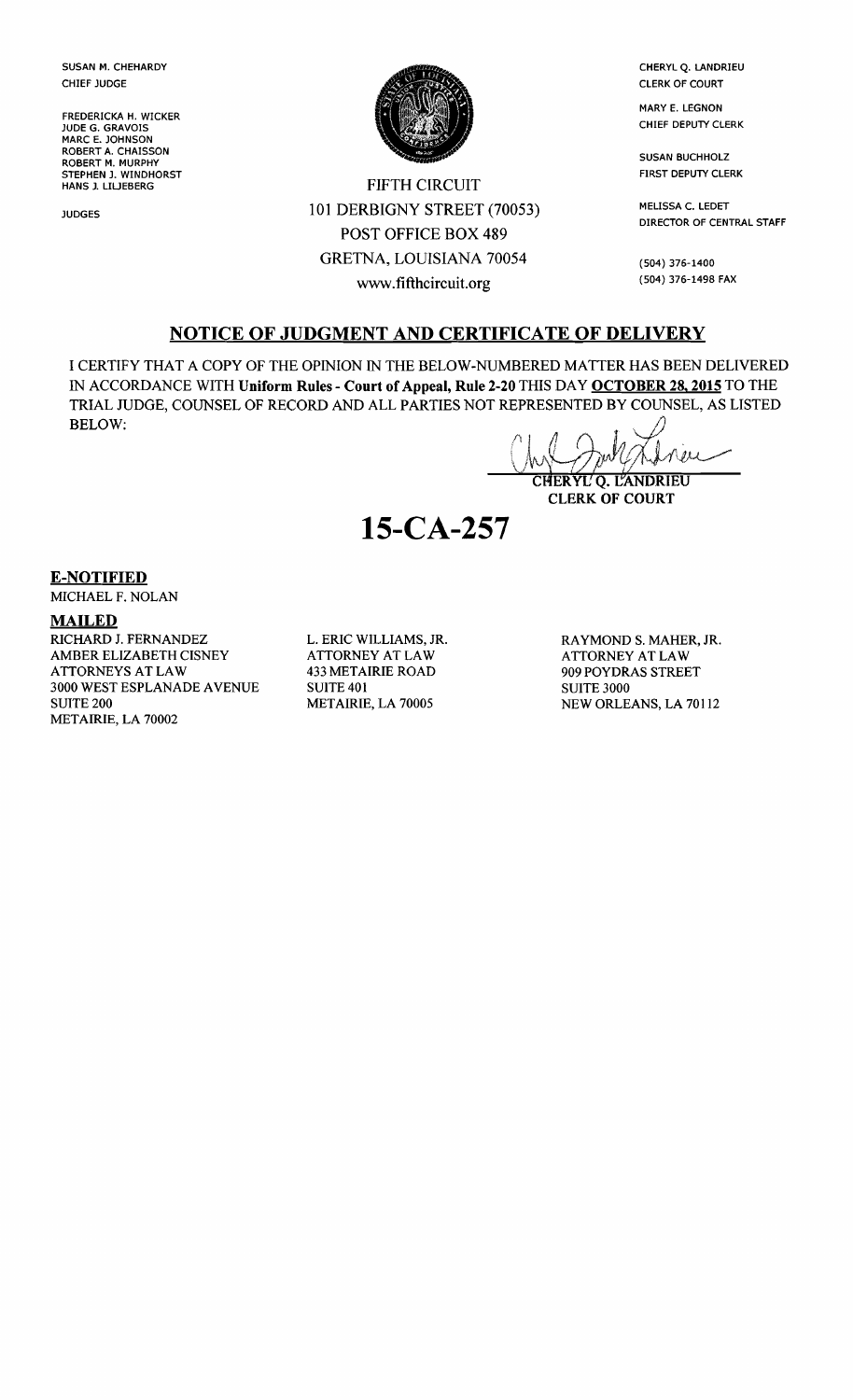SUSAN M. CHEHARDY
CHIEF JUDGE

FREDERICKA H. WICKER
JUDE G. GRAVOIS
MARC E. JOHNSON
ROBERT A. CHAISSON
ROBERT M. MURPHY
STEPHEN J. WINDHORST
HANS J. LILJEBERG

JUDGES

FIFTH CIRCUIT
101 DERBIGNY STREET (70053)
POST OFFICE BOX 489
GRETNA, LOUISIANA 70054
www.fifthcircuit.org

CHERYL Q. LANDRIEU
CLERK OF COURT

MARY E. LEGNON
CHIEF DEPUTY CLERK

SUSAN BUCHHOLZ
FIRST DEPUTY CLERK

MELISSA C. LEDET
DIRECTOR OF CENTRAL STAFF

(504) 376-1400
(504) 376-1498 FAX

## NOTICE OF JUDGMENT AND CERTIFICATE OF DELIVERY

I CERTIFY THAT A COPY OF THE OPINION IN THE BELOW-NUMBERED MATTER HAS BEEN DELIVERED IN ACCORDANCE WITH **Uniform Rules - Court of Appeal, Rule 2-20** THIS DAY **OCTOBER 28, 2015** TO THE TRIAL JUDGE, COUNSEL OF RECORD AND ALL PARTIES NOT REPRESENTED BY COUNSEL, AS LISTED BELOW:

**CHERYL Q. LANDRIEU**
**CLERK OF COURT**

# 15-CA-257

**E-NOTIFIED**
MICHAEL F. NOLAN

**MAILED**

RICHARD J. FERNANDEZ
AMBER ELIZABETH CISNEY
ATTORNEYS AT LAW
3000 WEST ESPLANADE AVENUE
SUITE 200
METAIRIE, LA 70002

L. ERIC WILLIAMS, JR.
ATTORNEY AT LAW
433 METAIRIE ROAD
SUITE 401
METAIRIE, LA 70005

RAYMOND S. MAHER, JR.
ATTORNEY AT LAW
909 POYDRAS STREET
SUITE 3000
NEW ORLEANS, LA 70112